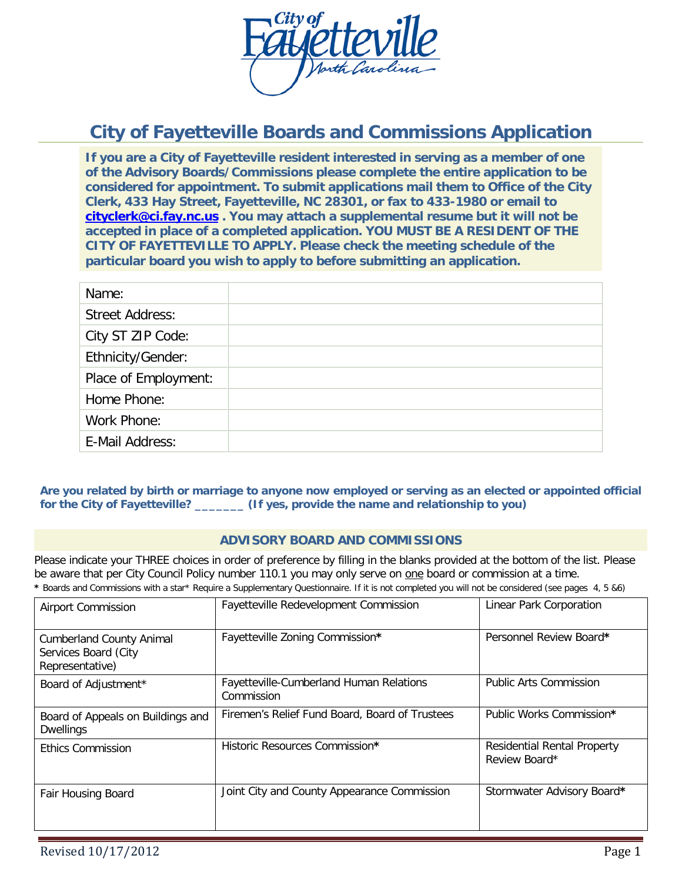City of Fayetteville North Carolina

# City of Fayetteville Boards and Commissions Application

**If you are a City of Fayetteville resident interested in serving as a member of one of the Advisory Boards/Commissions please complete the entire application to be considered for appointment. To submit applications mail them to Office of the City Clerk, 433 Hay Street, Fayetteville, NC 28301, or fax to 433-1980 or email to cityclerk@ci.fay.nc.us . You may attach a supplemental resume but it will not be accepted in place of a completed application. YOU MUST BE A RESIDENT OF THE CITY OF FAYETTEVILLE TO APPLY. Please check the meeting schedule of the particular board you wish to apply to before submitting an application.**

| | |
|---|---|
| Name: | |
| Street Address: | |
| City ST ZIP Code: | |
| Ethnicity/Gender: | |
| Place of Employment: | |
| Home Phone: | |
| Work Phone: | |
| E-Mail Address: | |

**Are you related by birth or marriage to anyone now employed or serving as an elected or appointed official for the City of Fayetteville? _______ (If yes, provide the name and relationship to you)**

## ADVISORY BOARD AND COMMISSIONS

Please indicate your THREE choices in order of preference by filling in the blanks provided at the bottom of the list. Please be aware that per City Council Policy number 110.1 you may only serve on one board or commission at a time.

* Boards and Commissions with a star* Require a Supplementary Questionnaire. If it is not completed you will not be considered (see pages 4, 5 &6)

| | | |
|---|---|---|
| Airport Commission | Fayetteville Redevelopment Commission | Linear Park Corporation |
| Cumberland County Animal Services Board (City Representative) | Fayetteville Zoning Commission* | Personnel Review Board* |
| Board of Adjustment* | Fayetteville-Cumberland Human Relations Commission | Public Arts Commission |
| Board of Appeals on Buildings and Dwellings | Firemen's Relief Fund Board, Board of Trustees | Public Works Commission* |
| Ethics Commission | Historic Resources Commission* | Residential Rental Property Review Board* |
| Fair Housing Board | Joint City and County Appearance Commission | Stormwater Advisory Board* |

Revised 10/17/2012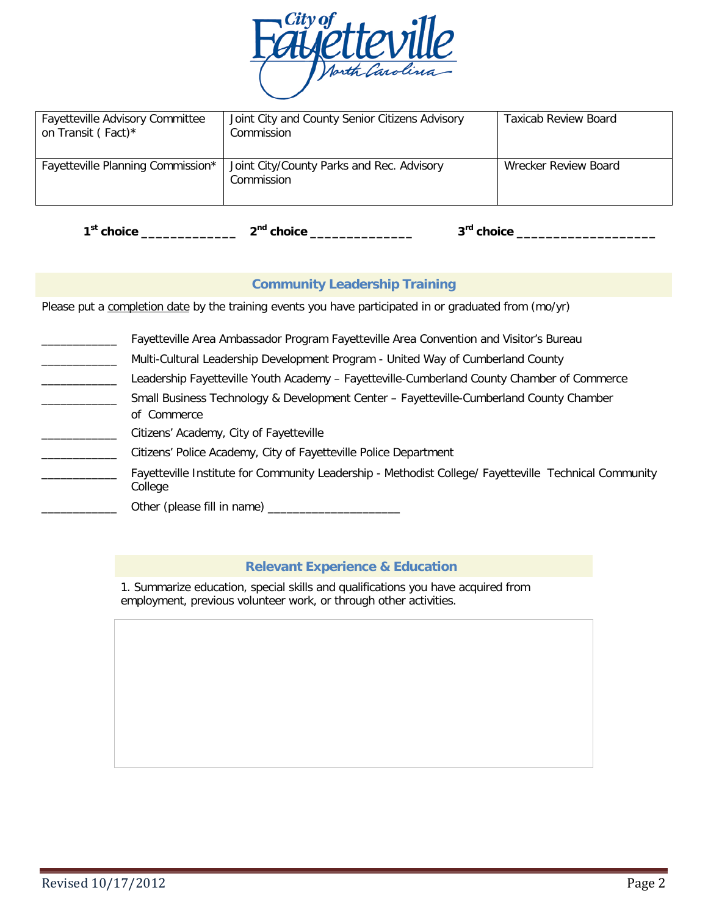City of Fayetteville North Carolina

| Fayetteville Advisory Committee on Transit ( Fact)* | Joint City and County Senior Citizens Advisory Commission | Taxicab Review Board |
|---|---|---|
| Fayetteville Planning Commission* | Joint City/County Parks and Rec. Advisory Commission | Wrecker Review Board |

**1st choice _____________ 2nd choice ______________ 3rd choice ___________________**

## Community Leadership Training

Please put a completion date by the training events you have participated in or graduated from (mo/yr)

____________ Fayetteville Area Ambassador Program Fayetteville Area Convention and Visitor's Bureau

____________ Multi-Cultural Leadership Development Program - United Way of Cumberland County

____________ Leadership Fayetteville Youth Academy – Fayetteville-Cumberland County Chamber of Commerce

____________ Small Business Technology & Development Center – Fayetteville-Cumberland County Chamber of Commerce

____________ Citizens' Academy, City of Fayetteville

____________ Citizens' Police Academy, City of Fayetteville Police Department

____________ Fayetteville Institute for Community Leadership - Methodist College/ Fayetteville Technical Community College

____________ Other (please fill in name) _____________________

## Relevant Experience & Education

1. Summarize education, special skills and qualifications you have acquired from employment, previous volunteer work, or through other activities.

Revised 10/17/2012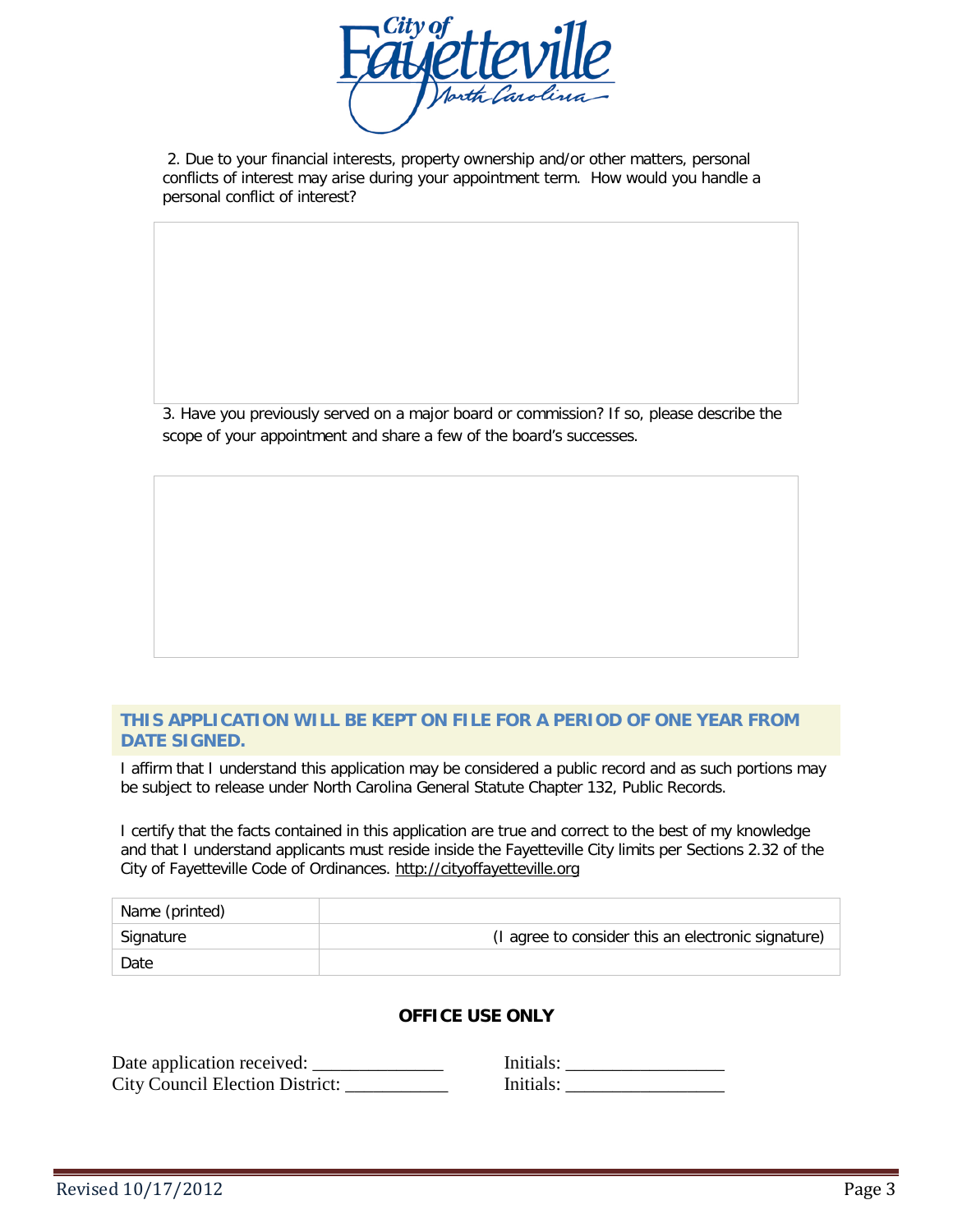2. Due to your financial interests, property ownership and/or other matters, personal conflicts of interest may arise during your appointment term. How would you handle a personal conflict of interest?

3. Have you previously served on a major board or commission? If so, please describe the scope of your appointment and share a few of the board's successes.

**THIS APPLICATION WILL BE KEPT ON FILE FOR A PERIOD OF ONE YEAR FROM DATE SIGNED.**

I affirm that I understand this application may be considered a public record and as such portions may be subject to release under North Carolina General Statute Chapter 132, Public Records.

I certify that the facts contained in this application are true and correct to the best of my knowledge and that I understand applicants must reside inside the Fayetteville City limits per Sections 2.32 of the City of Fayetteville Code of Ordinances. http://cityoffayetteville.org

| Name (printed) | |
| --- | --- |
| Signature | (I agree to consider this an electronic signature) |
| Date | |

**OFFICE USE ONLY**

Date application received: ______________ Initials: _________________

City Council Election District: ___________ Initials: _________________

Revised 10/17/2012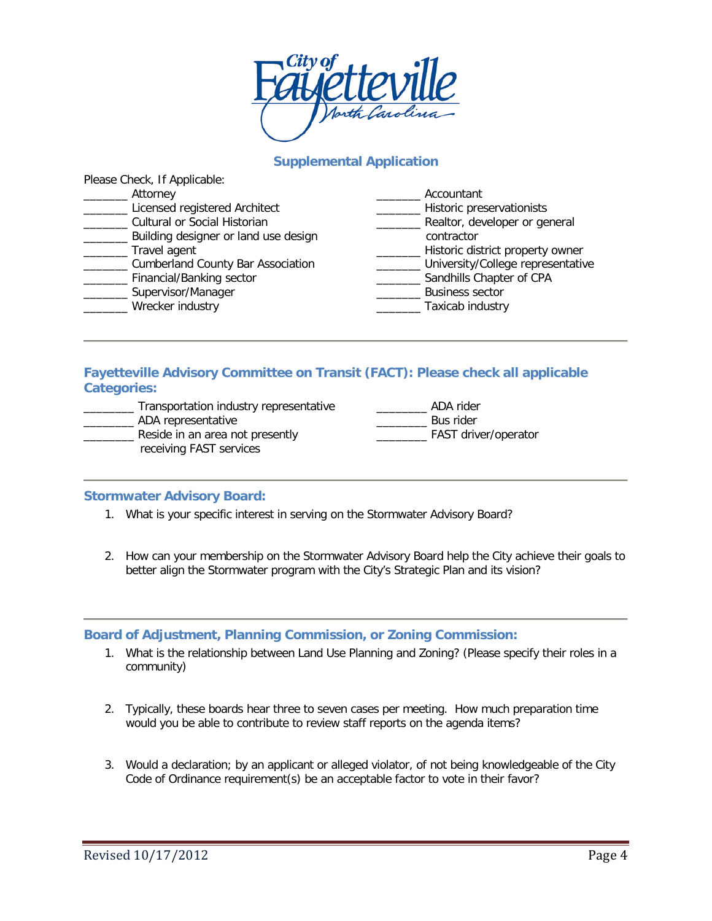City of Fayetteville North Carolina

## Supplemental Application

Please Check, If Applicable:

_______ Attorney
_______ Licensed registered Architect
_______ Cultural or Social Historian
_______ Building designer or land use design
_______ Travel agent
_______ Cumberland County Bar Association
_______ Financial/Banking sector
_______ Supervisor/Manager
_______ Wrecker industry
_______ Accountant
_______ Historic preservationists
_______ Realtor, developer or general contractor
_______ Historic district property owner
_______ University/College representative
_______ Sandhills Chapter of CPA
_______ Business sector
_______ Taxicab industry

---

### Fayetteville Advisory Committee on Transit (FACT): Please check all applicable Categories:

________ Transportation industry representative
________ ADA representative
________ Reside in an area not presently receiving FAST services
________ ADA rider
________ Bus rider
________ FAST driver/operator

---

### Stormwater Advisory Board:

1. What is your specific interest in serving on the Stormwater Advisory Board?

2. How can your membership on the Stormwater Advisory Board help the City achieve their goals to better align the Stormwater program with the City's Strategic Plan and its vision?

---

### Board of Adjustment, Planning Commission, or Zoning Commission:

1. What is the relationship between Land Use Planning and Zoning? (Please specify their roles in a community)

2. Typically, these boards hear three to seven cases per meeting. How much preparation time would you be able to contribute to review staff reports on the agenda items?

3. Would a declaration; by an applicant or alleged violator, of not being knowledgeable of the City Code of Ordinance requirement(s) be an acceptable factor to vote in their favor?

Revised 10/17/2012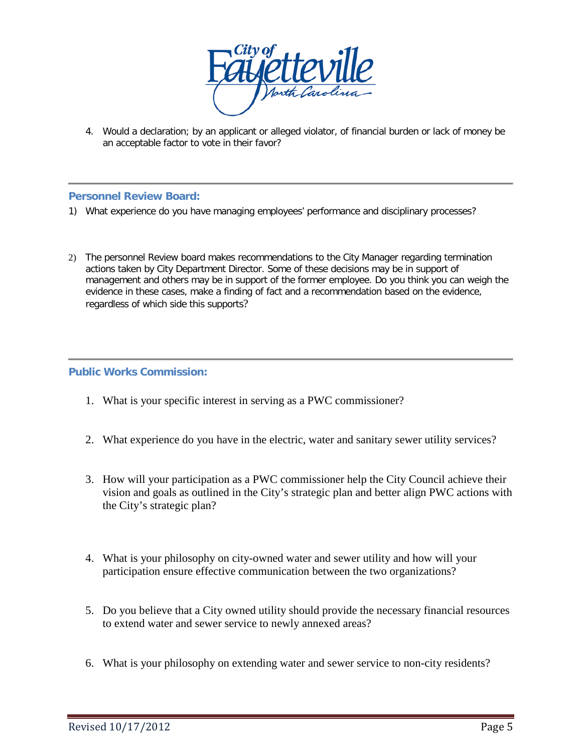4. Would a declaration; by an applicant or alleged violator, of financial burden or lack of money be an acceptable factor to vote in their favor?

---

### Personnel Review Board:

1) What experience do you have managing employees' performance and disciplinary processes?

2) The personnel Review board makes recommendations to the City Manager regarding termination actions taken by City Department Director. Some of these decisions may be in support of management and others may be in support of the former employee. Do you think you can weigh the evidence in these cases, make a finding of fact and a recommendation based on the evidence, regardless of which side this supports?

---

### Public Works Commission:

1. What is your specific interest in serving as a PWC commissioner?

2. What experience do you have in the electric, water and sanitary sewer utility services?

3. How will your participation as a PWC commissioner help the City Council achieve their vision and goals as outlined in the City's strategic plan and better align PWC actions with the City's strategic plan?

4. What is your philosophy on city-owned water and sewer utility and how will your participation ensure effective communication between the two organizations?

5. Do you believe that a City owned utility should provide the necessary financial resources to extend water and sewer service to newly annexed areas?

6. What is your philosophy on extending water and sewer service to non-city residents?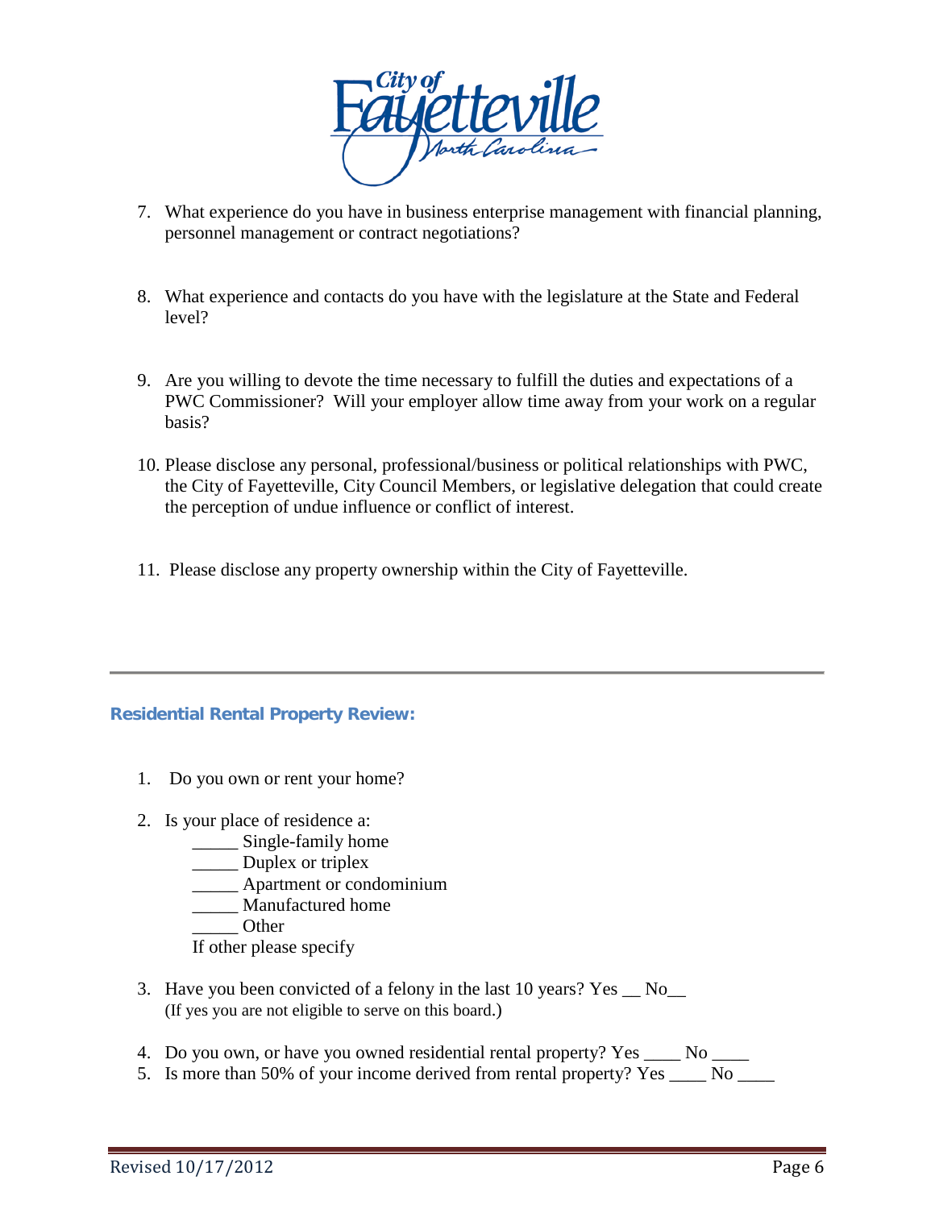7. What experience do you have in business enterprise management with financial planning, personnel management or contract negotiations?

8. What experience and contacts do you have with the legislature at the State and Federal level?

9. Are you willing to devote the time necessary to fulfill the duties and expectations of a PWC Commissioner? Will your employer allow time away from your work on a regular basis?

10. Please disclose any personal, professional/business or political relationships with PWC, the City of Fayetteville, City Council Members, or legislative delegation that could create the perception of undue influence or conflict of interest.

11. Please disclose any property ownership within the City of Fayetteville.

---

### Residential Rental Property Review:

1. Do you own or rent your home?

2. Is your place of residence a:
   _____ Single-family home
   _____ Duplex or triplex
   _____ Apartment or condominium
   _____ Manufactured home
   _____ Other
   If other please specify

3. Have you been convicted of a felony in the last 10 years? Yes __ No__
   (If yes you are not eligible to serve on this board.)

4. Do you own, or have you owned residential rental property? Yes ____ No ____
5. Is more than 50% of your income derived from rental property? Yes ____ No ____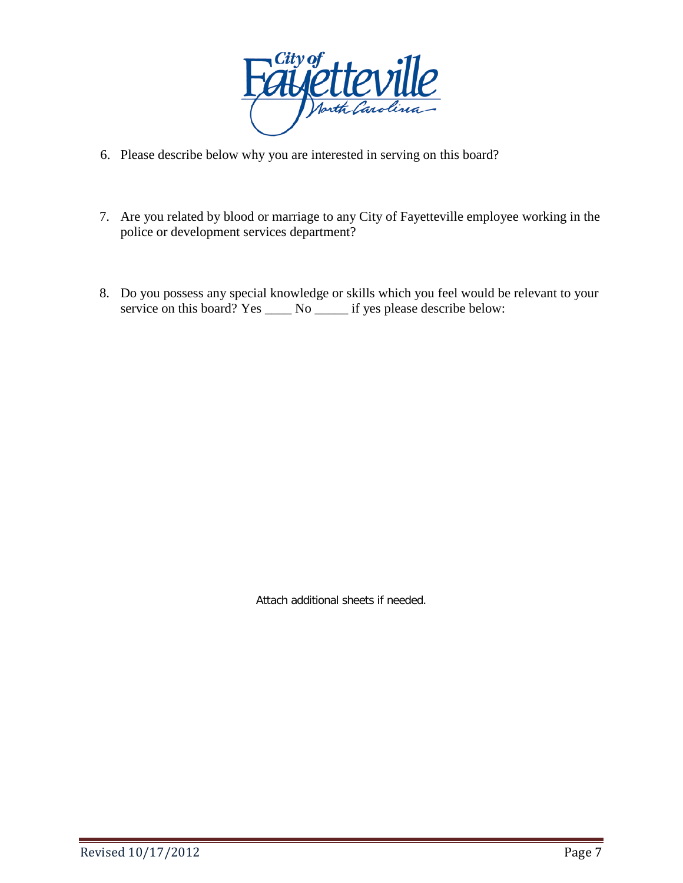6. Please describe below why you are interested in serving on this board?

7. Are you related by blood or marriage to any City of Fayetteville employee working in the police or development services department?

8. Do you possess any special knowledge or skills which you feel would be relevant to your service on this board? Yes ____ No _____ if yes please describe below:

Attach additional sheets if needed.